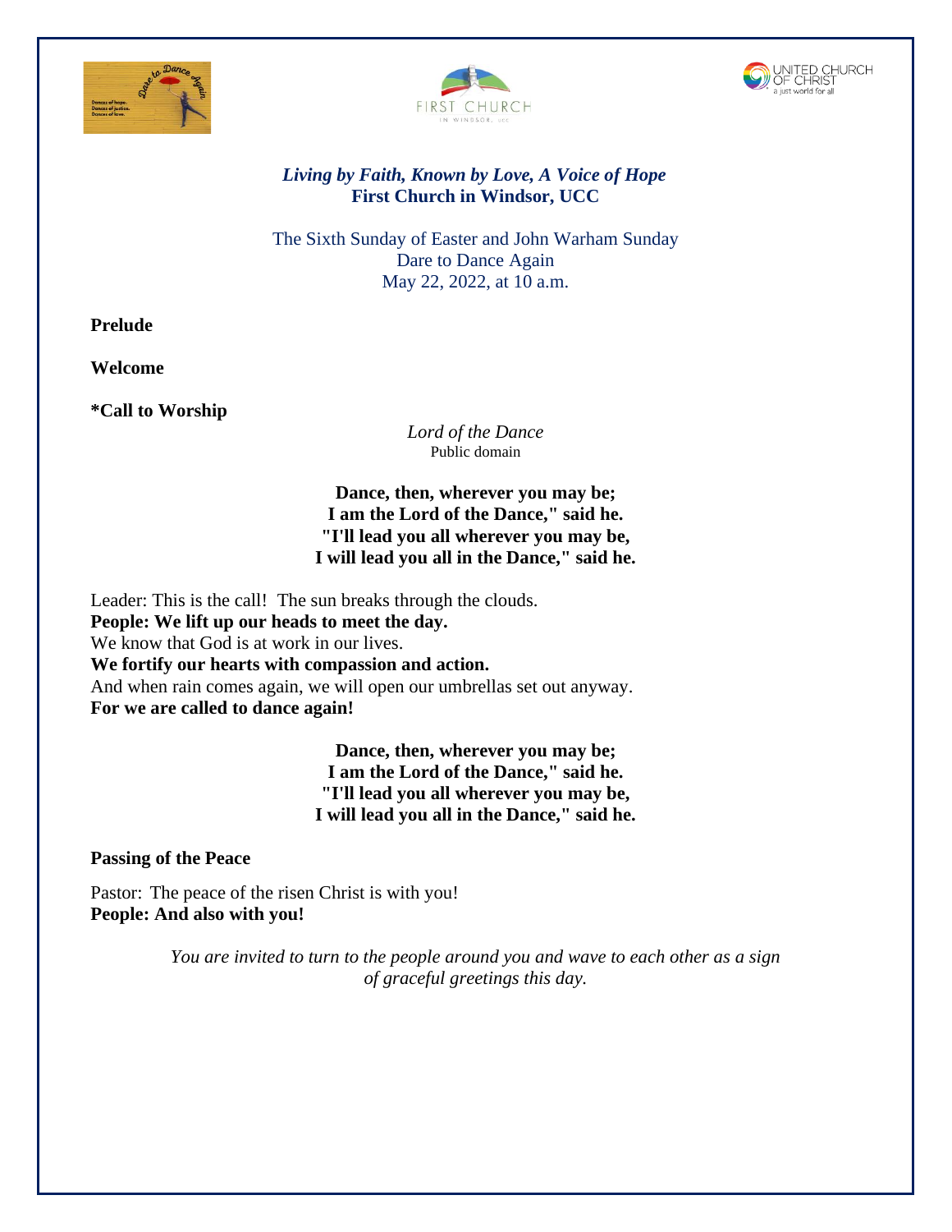*Living by Faith, Known by Love, A Voice of Hope*
**First Church in Windsor, UCC**

The Sixth Sunday of Easter and John Warham Sunday
Dare to Dance Again
May 22, 2022, at 10 a.m.

**Prelude**

**Welcome**

**\*Call to Worship**

*Lord of the Dance*
Public domain

**Dance, then, wherever you may be;**
**I am the Lord of the Dance," said he.**
**"I'll lead you all wherever you may be,**
**I will lead you all in the Dance," said he.**

Leader: This is the call! The sun breaks through the clouds.
**People: We lift up our heads to meet the day.**
We know that God is at work in our lives.
**We fortify our hearts with compassion and action.**
And when rain comes again, we will open our umbrellas set out anyway.
**For we are called to dance again!**

**Dance, then, wherever you may be;**
**I am the Lord of the Dance," said he.**
**"I'll lead you all wherever you may be,**
**I will lead you all in the Dance," said he.**

**Passing of the Peace**

Pastor: The peace of the risen Christ is with you!
**People: And also with you!**

*You are invited to turn to the people around you and wave to each other as a sign of graceful greetings this day.*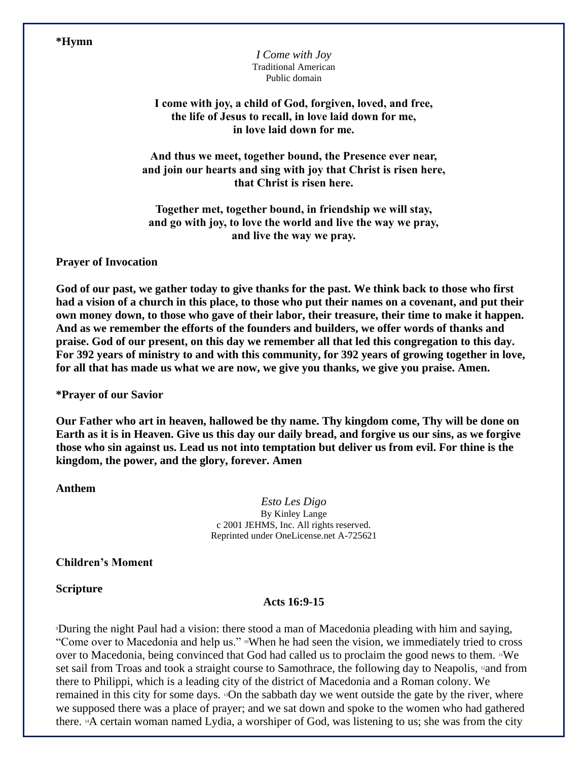**\*Hymn**

*I Come with Joy*
Traditional American
Public domain

**I come with joy, a child of God, forgiven, loved, and free,
the life of Jesus to recall, in love laid down for me,
in love laid down for me.**

**And thus we meet, together bound, the Presence ever near,
and join our hearts and sing with joy that Christ is risen here,
that Christ is risen here.**

**Together met, together bound, in friendship we will stay,
and go with joy, to love the world and live the way we pray,
and live the way we pray.**

**Prayer of Invocation**

**God of our past, we gather today to give thanks for the past. We think back to those who first had a vision of a church in this place, to those who put their names on a covenant, and put their own money down, to those who gave of their labor, their treasure, their time to make it happen. And as we remember the efforts of the founders and builders, we offer words of thanks and praise. God of our present, on this day we remember all that led this congregation to this day. For 392 years of ministry to and with this community, for 392 years of growing together in love, for all that has made us what we are now, we give you thanks, we give you praise. Amen.**

**\*Prayer of our Savior**

**Our Father who art in heaven, hallowed be thy name. Thy kingdom come, Thy will be done on Earth as it is in Heaven. Give us this day our daily bread, and forgive us our sins, as we forgive those who sin against us. Lead us not into temptation but deliver us from evil. For thine is the kingdom, the power, and the glory, forever. Amen**

**Anthem**

*Esto Les Digo*
By Kinley Lange
c 2001 JEHMS, Inc. All rights reserved.
Reprinted under OneLicense.net A-725621

**Children's Moment**

**Scripture**

**Acts 16:9-15**

[9]During the night Paul had a vision: there stood a man of Macedonia pleading with him and saying, "Come over to Macedonia and help us." [10]When he had seen the vision, we immediately tried to cross over to Macedonia, being convinced that God had called us to proclaim the good news to them. [11]We set sail from Troas and took a straight course to Samothrace, the following day to Neapolis, [12]and from there to Philippi, which is a leading city of the district of Macedonia and a Roman colony. We remained in this city for some days. [13]On the sabbath day we went outside the gate by the river, where we supposed there was a place of prayer; and we sat down and spoke to the women who had gathered there. [14]A certain woman named Lydia, a worshiper of God, was listening to us; she was from the city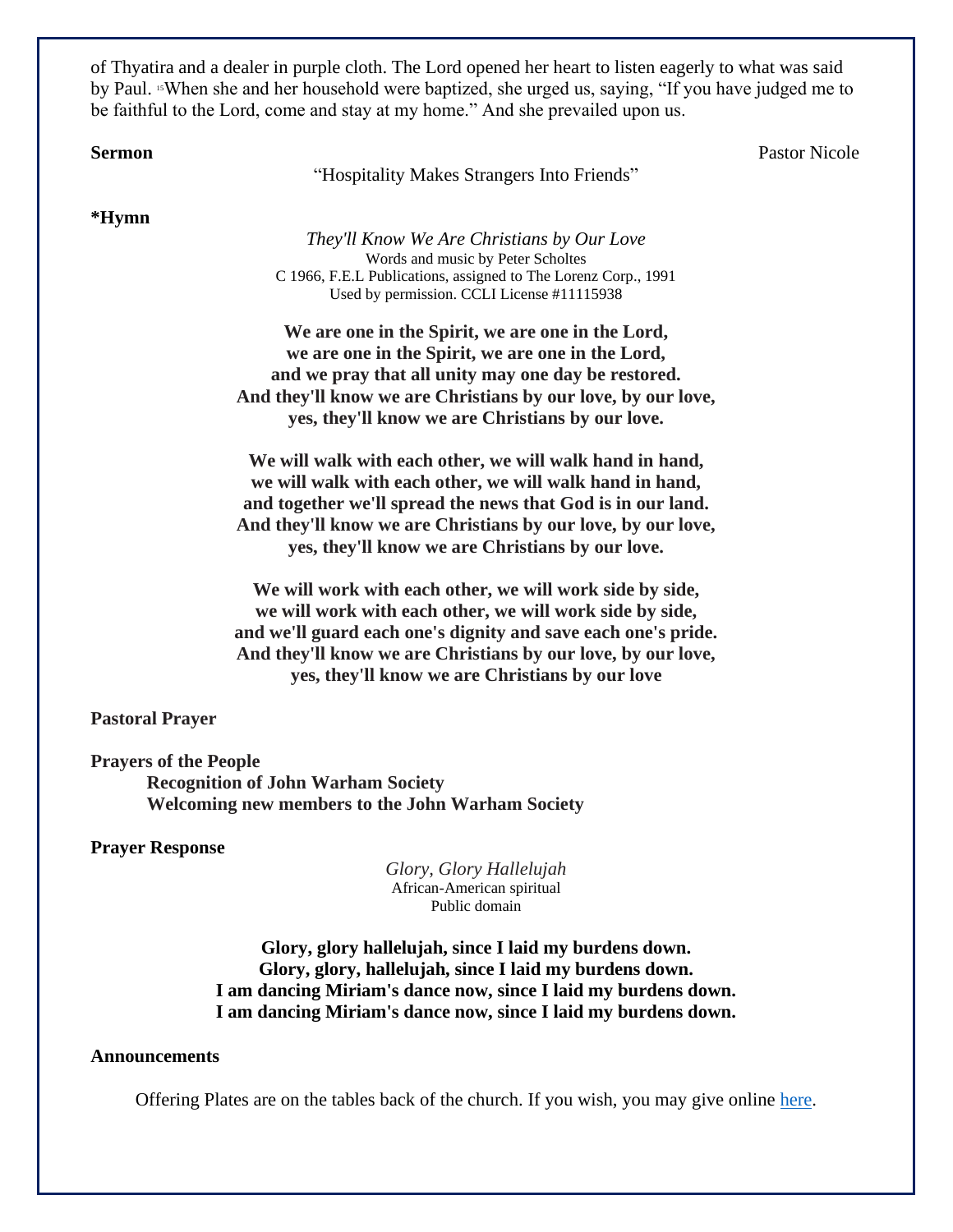of Thyatira and a dealer in purple cloth. The Lord opened her heart to listen eagerly to what was said by Paul. [15]When she and her household were baptized, she urged us, saying, "If you have judged me to be faithful to the Lord, come and stay at my home." And she prevailed upon us.

**Sermon** Pastor Nicole

"Hospitality Makes Strangers Into Friends"

**\*Hymn**

*They'll Know We Are Christians by Our Love*
Words and music by Peter Scholtes
C 1966, F.E.L Publications, assigned to The Lorenz Corp., 1991
Used by permission. CCLI License #11115938

**We are one in the Spirit, we are one in the Lord,
we are one in the Spirit, we are one in the Lord,
and we pray that all unity may one day be restored.
And they'll know we are Christians by our love, by our love,
yes, they'll know we are Christians by our love.**

**We will walk with each other, we will walk hand in hand,
we will walk with each other, we will walk hand in hand,
and together we'll spread the news that God is in our land.
And they'll know we are Christians by our love, by our love,
yes, they'll know we are Christians by our love.**

**We will work with each other, we will work side by side,
we will work with each other, we will work side by side,
and we'll guard each one's dignity and save each one's pride.
And they'll know we are Christians by our love, by our love,
yes, they'll know we are Christians by our love**

**Pastoral Prayer**

**Prayers of the People**
**Recognition of John Warham Society**
**Welcoming new members to the John Warham Society**

**Prayer Response**

*Glory, Glory Hallelujah*
African-American spiritual
Public domain

**Glory, glory hallelujah, since I laid my burdens down.
Glory, glory, hallelujah, since I laid my burdens down.
I am dancing Miriam's dance now, since I laid my burdens down.
I am dancing Miriam's dance now, since I laid my burdens down.**

**Announcements**

Offering Plates are on the tables back of the church. If you wish, you may give online here.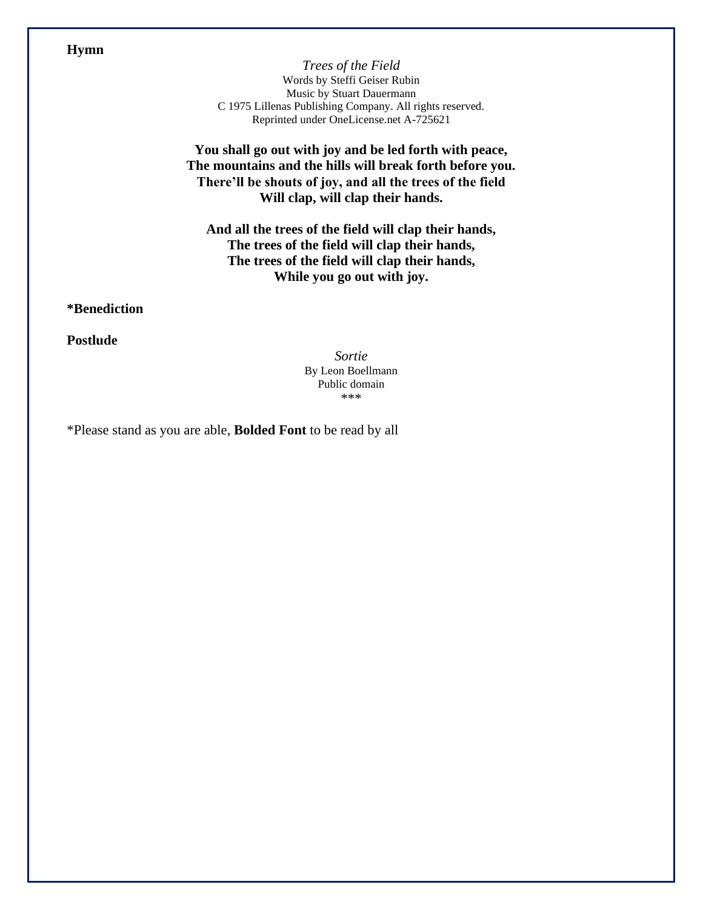**Hymn**

*Trees of the Field*
Words by Steffi Geiser Rubin
Music by Stuart Dauermann
C 1975 Lillenas Publishing Company. All rights reserved.
Reprinted under OneLicense.net A-725621

**You shall go out with joy and be led forth with peace,**
**The mountains and the hills will break forth before you.**
**There'll be shouts of joy, and all the trees of the field**
**Will clap, will clap their hands.**

**And all the trees of the field will clap their hands,**
**The trees of the field will clap their hands,**
**The trees of the field will clap their hands,**
**While you go out with joy.**

**\*Benediction**

**Postlude**

*Sortie*
By Leon Boellmann
Public domain
\*\*\*

\*Please stand as you are able, **Bolded Font** to be read by all